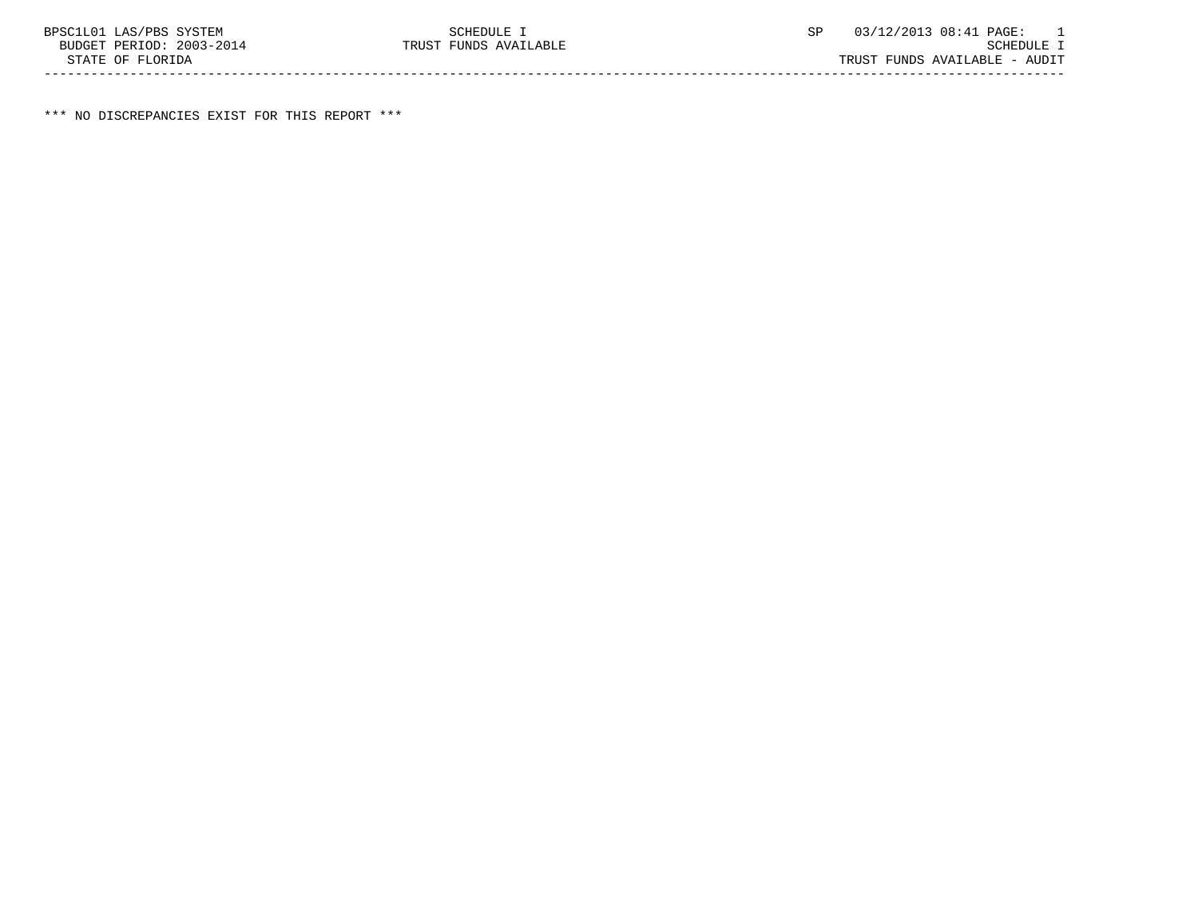BPSC1L01 LAS/PBS SYSTEM SCHEDULE I SP 03/12/2013 08:41 PAGE: 1
BUDGET PERIOD: 2003-2014 TRUST FUNDS AVAILABLE SCHEDULE I
STATE OF FLORIDA TRUST FUNDS AVAILABLE - AUDIT

*** NO DISCREPANCIES EXIST FOR THIS REPORT ***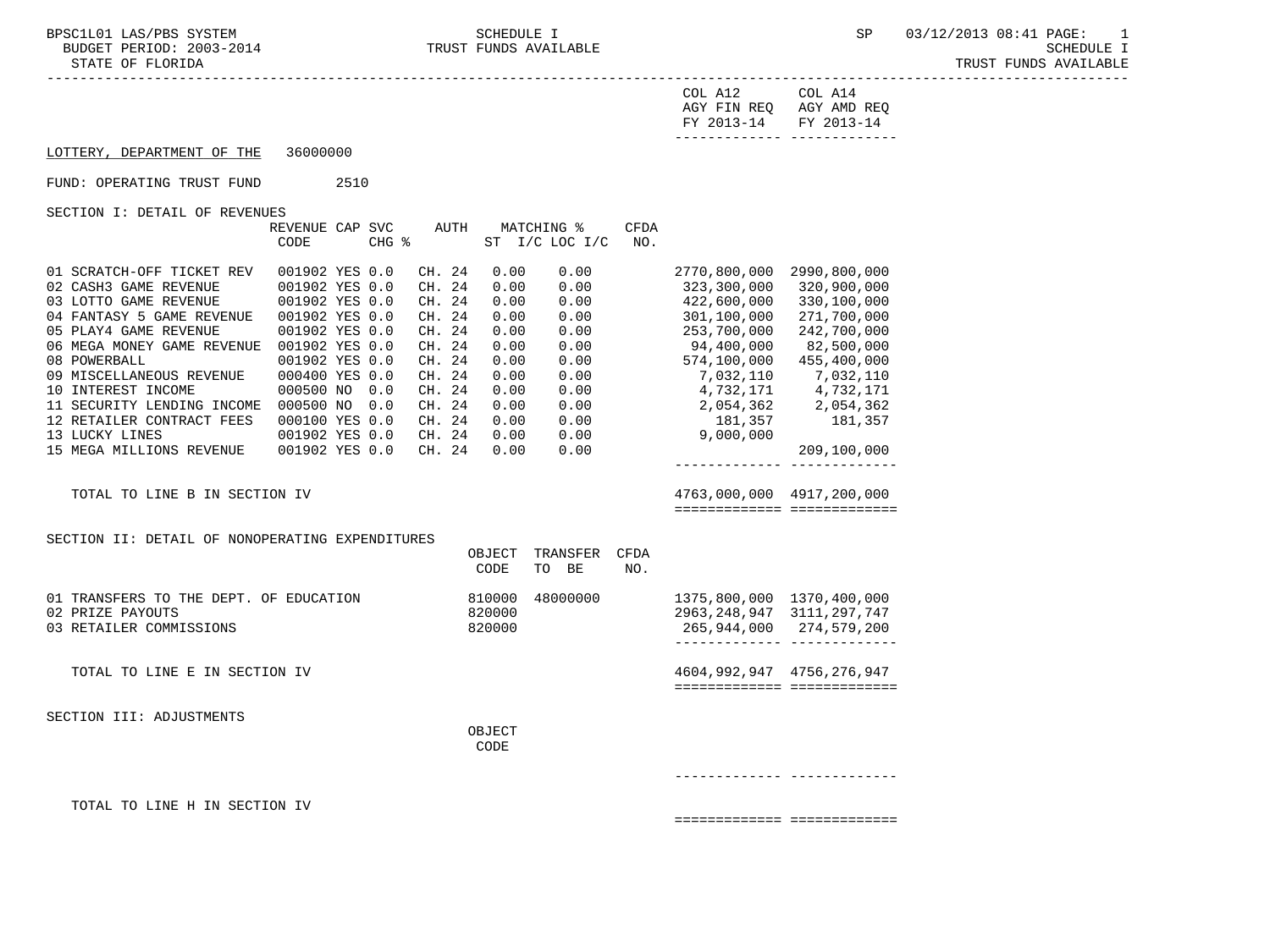SCHEDULE I

TRUST FUNDS AVAILABLE

STATE OF FLORIDA

BUDGET PERIOD: 2003-2014

LOTTERY, DEPARTMENT OF THE 36000000

FUND: OPERATING TRUST FUND 2510

SECTION I: DETAIL OF REVENUES

| | REVENUE CODE | CAP | SVC CHG % | AUTH | MATCHING % ST I/C | LOC I/C | CFDA NO. | COL A12 AGY FIN REQ FY 2013-14 | COL A14 AGY AMD REQ FY 2013-14 |
|---|---|---|---|---|---|---|---|---|---|
| 01 SCRATCH-OFF TICKET REV | 001902 | YES | 0.0 | CH. 24 | 0.00 | 0.00 | | 2770,800,000 | 2990,800,000 |
| 02 CASH3 GAME REVENUE | 001902 | YES | 0.0 | CH. 24 | 0.00 | 0.00 | | 323,300,000 | 320,900,000 |
| 03 LOTTO GAME REVENUE | 001902 | YES | 0.0 | CH. 24 | 0.00 | 0.00 | | 422,600,000 | 330,100,000 |
| 04 FANTASY 5 GAME REVENUE | 001902 | YES | 0.0 | CH. 24 | 0.00 | 0.00 | | 301,100,000 | 271,700,000 |
| 05 PLAY4 GAME REVENUE | 001902 | YES | 0.0 | CH. 24 | 0.00 | 0.00 | | 253,700,000 | 242,700,000 |
| 06 MEGA MONEY GAME REVENUE | 001902 | YES | 0.0 | CH. 24 | 0.00 | 0.00 | | 94,400,000 | 82,500,000 |
| 08 POWERBALL | 001902 | YES | 0.0 | CH. 24 | 0.00 | 0.00 | | 574,100,000 | 455,400,000 |
| 09 MISCELLANEOUS REVENUE | 000400 | YES | 0.0 | CH. 24 | 0.00 | 0.00 | | 7,032,110 | 7,032,110 |
| 10 INTEREST INCOME | 000500 | NO | 0.0 | CH. 24 | 0.00 | 0.00 | | 4,732,171 | 4,732,171 |
| 11 SECURITY LENDING INCOME | 000500 | NO | 0.0 | CH. 24 | 0.00 | 0.00 | | 2,054,362 | 2,054,362 |
| 12 RETAILER CONTRACT FEES | 000100 | YES | 0.0 | CH. 24 | 0.00 | 0.00 | | 181,357 | 181,357 |
| 13 LUCKY LINES | 001902 | YES | 0.0 | CH. 24 | 0.00 | 0.00 | | 9,000,000 | |
| 15 MEGA MILLIONS REVENUE | 001902 | YES | 0.0 | CH. 24 | 0.00 | 0.00 | | | 209,100,000 |
| TOTAL TO LINE B IN SECTION IV | | | | | | | | 4763,000,000 | 4917,200,000 |

SECTION II: DETAIL OF NONOPERATING EXPENDITURES

| | OBJECT CODE | TRANSFER TO BE | CFDA NO. | COL A12 AGY FIN REQ FY 2013-14 | COL A14 AGY AMD REQ FY 2013-14 |
|---|---|---|---|---|---|
| 01 TRANSFERS TO THE DEPT. OF EDUCATION | 810000 | 48000000 | | 1375,800,000 | 1370,400,000 |
| 02 PRIZE PAYOUTS | 820000 | | | 2963,248,947 | 3111,297,747 |
| 03 RETAILER COMMISSIONS | 820000 | | | 265,944,000 | 274,579,200 |
| TOTAL TO LINE E IN SECTION IV | | | | 4604,992,947 | 4756,276,947 |

SECTION III: ADJUSTMENTS

| | OBJECT CODE | COL A12 AGY FIN REQ FY 2013-14 | COL A14 AGY AMD REQ FY 2013-14 |
|---|---|---|---|
| TOTAL TO LINE H IN SECTION IV | | | |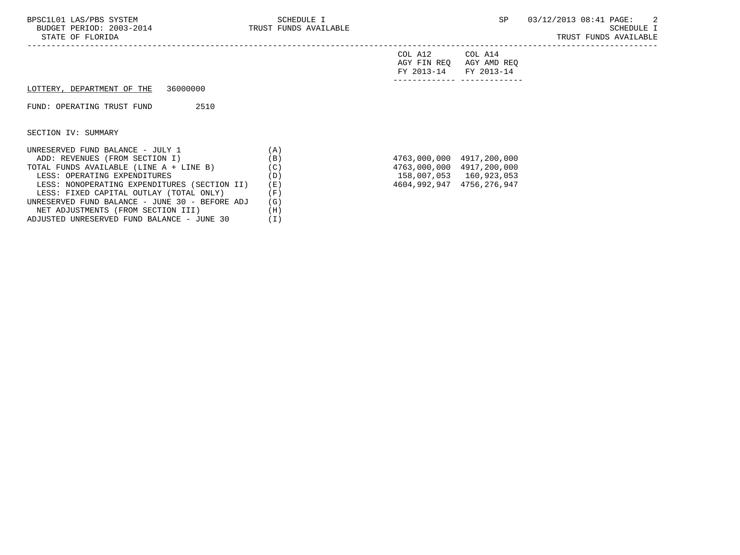| | | COL A12 AGY FIN REQ FY 2013-14 | COL A14 AGY AMD REQ FY 2013-14 |
|---|---|---|---|
| **LOTTERY, DEPARTMENT OF THE 36000000** | | | |
| FUND: OPERATING TRUST FUND 2510 | | | |
| SECTION IV: SUMMARY | | | |
| UNRESERVED FUND BALANCE - JULY 1 | (A) | | |
| ADD: REVENUES (FROM SECTION I) | (B) | 4763,000,000 | 4917,200,000 |
| TOTAL FUNDS AVAILABLE (LINE A + LINE B) | (C) | 4763,000,000 | 4917,200,000 |
| LESS: OPERATING EXPENDITURES | (D) | 158,007,053 | 160,923,053 |
| LESS: NONOPERATING EXPENDITURES (SECTION II) | (E) | 4604,992,947 | 4756,276,947 |
| LESS: FIXED CAPITAL OUTLAY (TOTAL ONLY) | (F) | | |
| UNRESERVED FUND BALANCE - JUNE 30 - BEFORE ADJ | (G) | | |
| NET ADJUSTMENTS (FROM SECTION III) | (H) | | |
| ADJUSTED UNRESERVED FUND BALANCE - JUNE 30 | (I) | | |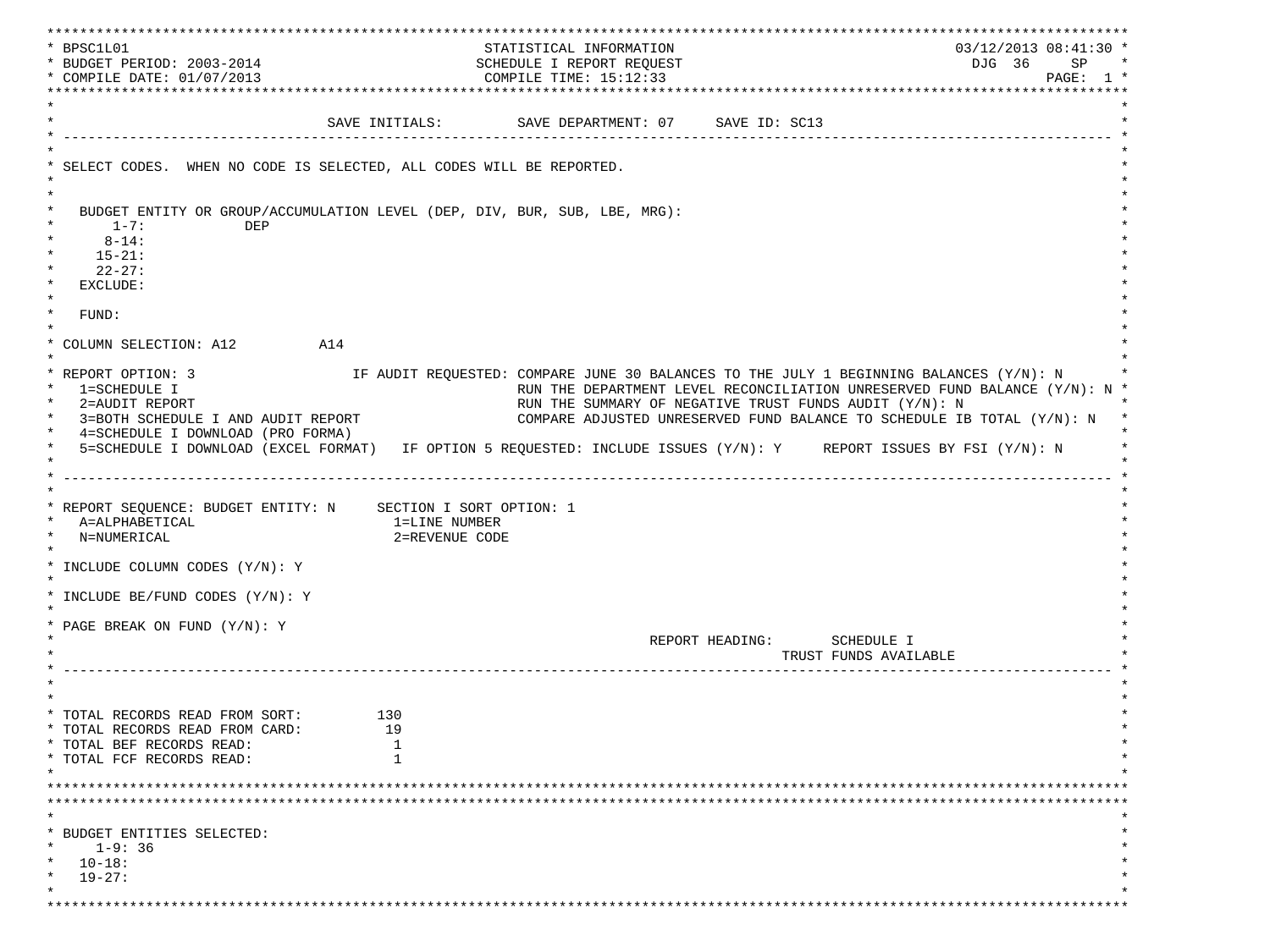```
*****************************************************************************************************************************************
* BPSC1L01                                       STATISTICAL INFORMATION                                               03/12/2013 08:41:30 *
* BUDGET PERIOD: 2003-2014                      SCHEDULE I REPORT REQUEST                                                DJG  36     SP    *
* COMPILE DATE: 01/07/2013                        COMPILE TIME: 15:12:33                                                           PAGE:  1 *
*****************************************************************************************************************************************
*                                                                                                                                       *
*                                 SAVE INITIALS:         SAVE DEPARTMENT: 07     SAVE ID: SC13                                          *
* ------------------------------------------------------------------------------------------------------------------------------------- *
*                                                                                                                                       *
* SELECT CODES.  WHEN NO CODE IS SELECTED, ALL CODES WILL BE REPORTED.                                                                  *
*                                                                                                                                       *
*                                                                                                                                       *
*   BUDGET ENTITY OR GROUP/ACCUMULATION LEVEL (DEP, DIV, BUR, SUB, LBE, MRG):                                                           *
*      1-7:            DEP                                                                                                              *
*     8-14:                                                                                                                             *
*    15-21:                                                                                                                             *
*    22-27:                                                                                                                             *
*   EXCLUDE:                                                                                                                            *
*                                                                                                                                       *
*   FUND:                                                                                                                               *
*                                                                                                                                       *
* COLUMN SELECTION: A12          A14                                                                                                    *
*                                                                                                                                       *
* REPORT OPTION: 3                   IF AUDIT REQUESTED: COMPARE JUNE 30 BALANCES TO THE JULY 1 BEGINNING BALANCES (Y/N): N             *
*   1=SCHEDULE I                                         RUN THE DEPARTMENT LEVEL RECONCILIATION UNRESERVED FUND BALANCE (Y/N): N *
*   2=AUDIT REPORT                                       RUN THE SUMMARY OF NEGATIVE TRUST FUNDS AUDIT (Y/N): N                    *
*   3=BOTH SCHEDULE I AND AUDIT REPORT                   COMPARE ADJUSTED UNRESERVED FUND BALANCE TO SCHEDULE IB TOTAL (Y/N): N    *
*   4=SCHEDULE I DOWNLOAD (PRO FORMA)                                                                                                   *
*   5=SCHEDULE I DOWNLOAD (EXCEL FORMAT)   IF OPTION 5 REQUESTED: INCLUDE ISSUES (Y/N): Y     REPORT ISSUES BY FSI (Y/N): N             *
*                                                                                                                                       *
* ------------------------------------------------------------------------------------------------------------------------------------- *
*                                                                                                                                       *
* REPORT SEQUENCE: BUDGET ENTITY: N     SECTION I SORT OPTION: 1                                                                        *
*   A=ALPHABETICAL                        1=LINE NUMBER                                                                                 *
*   N=NUMERICAL                           2=REVENUE CODE                                                                                *
*                                                                                                                                       *
* INCLUDE COLUMN CODES (Y/N): Y                                                                                                         *
*                                                                                                                                       *
* INCLUDE BE/FUND CODES (Y/N): Y                                                                                                        *
*                                                                                                                                       *
* PAGE BREAK ON FUND (Y/N): Y                                                                                                           *
*                                                                             REPORT HEADING:       SCHEDULE I                          *
*                                                                                             TRUST FUNDS AVAILABLE                     *
* ------------------------------------------------------------------------------------------------------------------------------------- *
*                                                                                                                                       *
*                                                                                                                                       *
* TOTAL RECORDS READ FROM SORT:         130                                                                                             *
* TOTAL RECORDS READ FROM CARD:          19                                                                                             *
* TOTAL BEF RECORDS READ:                 1                                                                                             *
* TOTAL FCF RECORDS READ:                 1                                                                                             *
*                                                                                                                                       *
*****************************************************************************************************************************************
*****************************************************************************************************************************************
*                                                                                                                                       *
* BUDGET ENTITIES SELECTED:                                                                                                             *
*     1-9: 36                                                                                                                           *
*   10-18:                                                                                                                              *
*   19-27:                                                                                                                              *
*                                                                                                                                       *
*****************************************************************************************************************************************
```